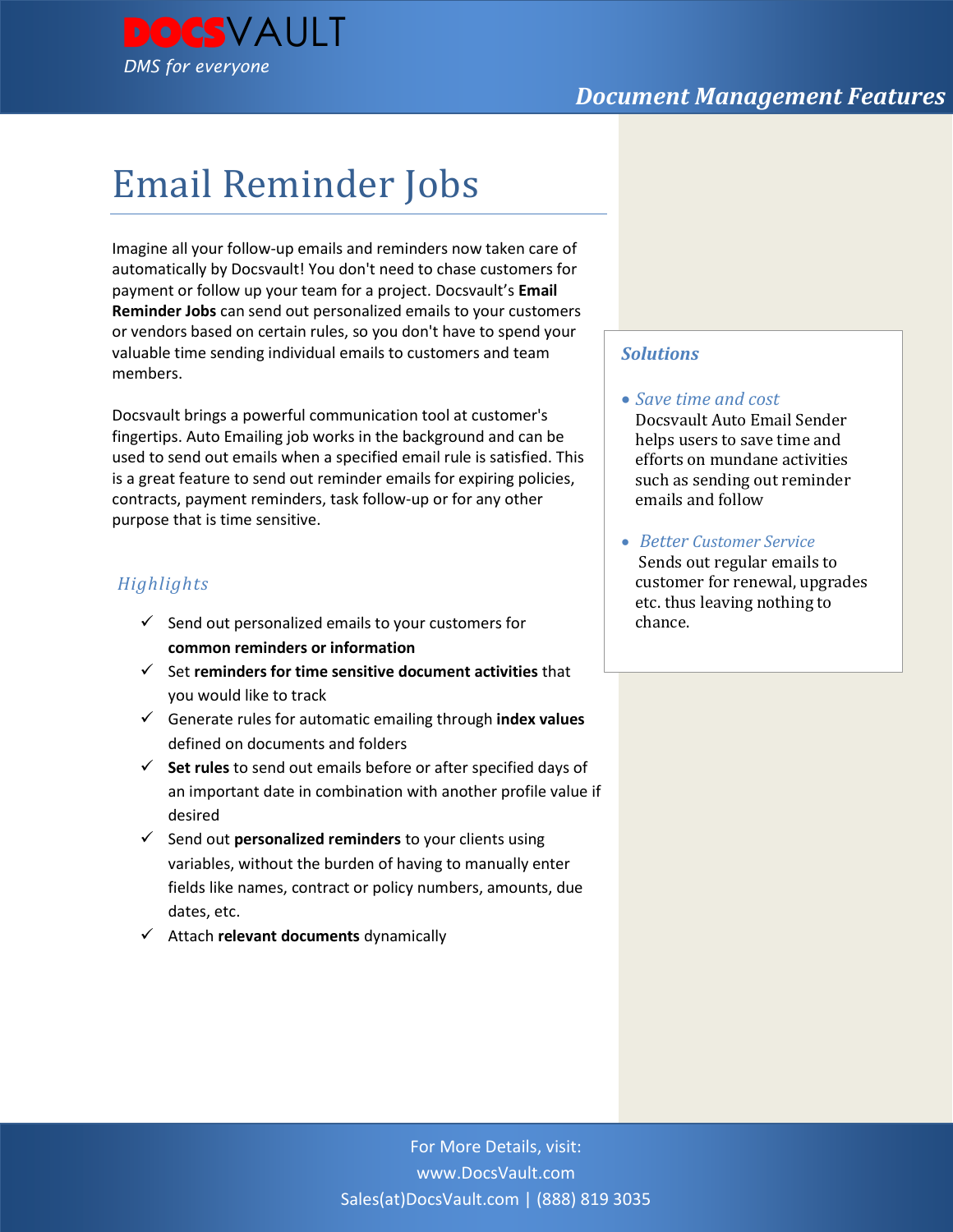# Email Reminder Jobs

Imagine all your follow-up emails and reminders now taken care of automatically by Docsvault! You don't need to chase customers for payment or follow up your team for a project. Docsvault's **Email Reminder Jobs** can send out personalized emails to your customers or vendors based on certain rules, so you don't have to spend your valuable time sending individual emails to customers and team members.

Docsvault brings a powerful communication tool at customer's fingertips. Auto Emailing job works in the background and can be used to send out emails when a specified email rule is satisfied. This is a great feature to send out reminder emails for expiring policies, contracts, payment reminders, task follow-up or for any other purpose that is time sensitive.

## *Highlights*

- ✓ Send out personalized emails to your customers for **common reminders or information**
- ✓ Set **reminders for time sensitive document activities** that you would like to track
- ✓ Generate rules for automatic emailing through **index values** defined on documents and folders
- ✓ **Set rules** to send out emails before or after specified days of an important date in combination with another profile value if desired
- ✓ Send out **personalized reminders** to your clients using variables, without the burden of having to manually enter fields like names, contract or policy numbers, amounts, due dates, etc.
- ✓ Attach **relevant documents** dynamically

## *Solutions*

- *Save time and cost*
  Docsvault Auto Email Sender helps users to save time and efforts on mundane activities such as sending out reminder emails and follow
- *Better Customer Service*
  Sends out regular emails to customer for renewal, upgrades etc. thus leaving nothing to chance.

For More Details, visit:
www.DocsVault.com
Sales(at)DocsVault.com | (888) 819 3035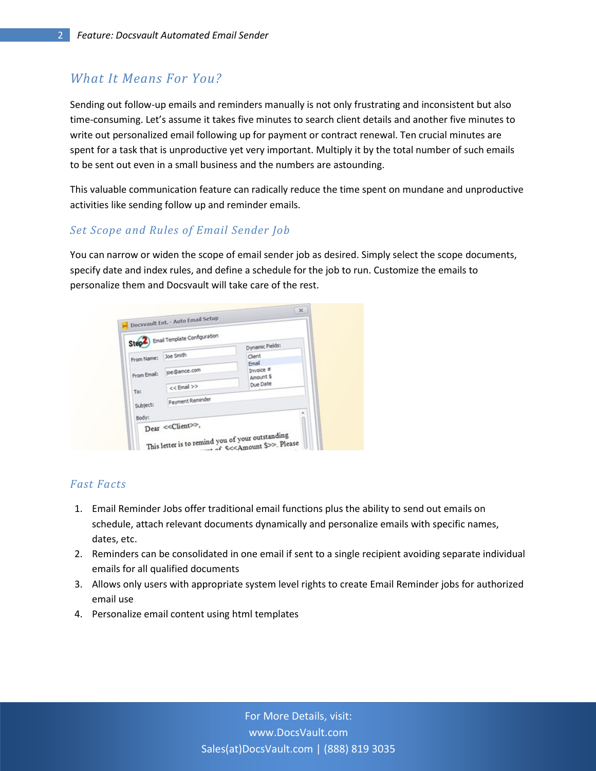## What It Means For You?

Sending out follow-up emails and reminders manually is not only frustrating and inconsistent but also time-consuming. Let's assume it takes five minutes to search client details and another five minutes to write out personalized email following up for payment or contract renewal. Ten crucial minutes are spent for a task that is unproductive yet very important. Multiply it by the total number of such emails to be sent out even in a small business and the numbers are astounding.

This valuable communication feature can radically reduce the time spent on mundane and unproductive activities like sending follow up and reminder emails.

### Set Scope and Rules of Email Sender Job

You can narrow or widen the scope of email sender job as desired. Simply select the scope documents, specify date and index rules, and define a schedule for the job to run. Customize the emails to personalize them and Docsvault will take care of the rest.

### Fast Facts

1. Email Reminder Jobs offer traditional email functions plus the ability to send out emails on schedule, attach relevant documents dynamically and personalize emails with specific names, dates, etc.
2. Reminders can be consolidated in one email if sent to a single recipient avoiding separate individual emails for all qualified documents
3. Allows only users with appropriate system level rights to create Email Reminder jobs for authorized email use
4. Personalize email content using html templates

For More Details, visit:
www.DocsVault.com
Sales(at)DocsVault.com | (888) 819 3035